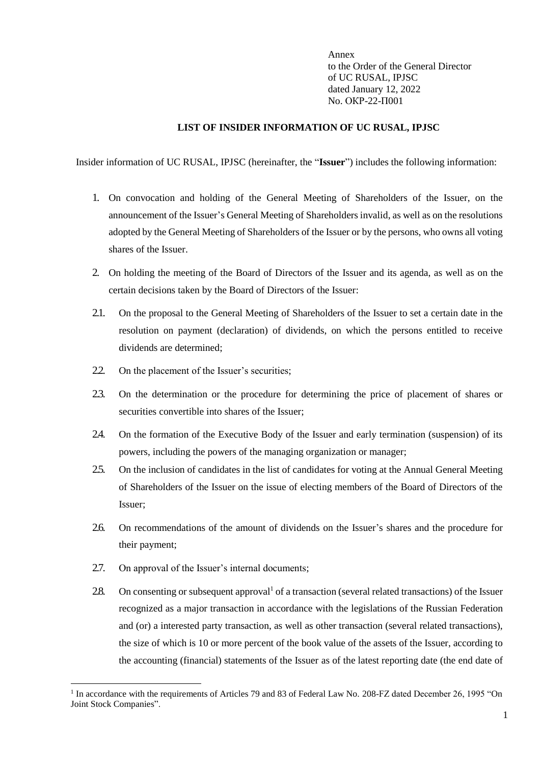Annex
to the Order of the General Director
of UC RUSAL, IPJSC
dated January 12, 2022
No. OKP-22-П001

**LIST OF INSIDER INFORMATION OF UC RUSAL, IPJSC**

Insider information of UC RUSAL, IPJSC (hereinafter, the "**Issuer**") includes the following information:

1. On convocation and holding of the General Meeting of Shareholders of the Issuer, on the announcement of the Issuer's General Meeting of Shareholders invalid, as well as on the resolutions adopted by the General Meeting of Shareholders of the Issuer or by the persons, who owns all voting shares of the Issuer.

2. On holding the meeting of the Board of Directors of the Issuer and its agenda, as well as on the certain decisions taken by the Board of Directors of the Issuer:

2.1. On the proposal to the General Meeting of Shareholders of the Issuer to set a certain date in the resolution on payment (declaration) of dividends, on which the persons entitled to receive dividends are determined;

2.2. On the placement of the Issuer's securities;

2.3. On the determination or the procedure for determining the price of placement of shares or securities convertible into shares of the Issuer;

2.4. On the formation of the Executive Body of the Issuer and early termination (suspension) of its powers, including the powers of the managing organization or manager;

2.5. On the inclusion of candidates in the list of candidates for voting at the Annual General Meeting of Shareholders of the Issuer on the issue of electing members of the Board of Directors of the Issuer;

2.6. On recommendations of the amount of dividends on the Issuer's shares and the procedure for their payment;

2.7. On approval of the Issuer's internal documents;

2.8. On consenting or subsequent approval[1] of a transaction (several related transactions) of the Issuer recognized as a major transaction in accordance with the legislations of the Russian Federation and (or) a interested party transaction, as well as other transaction (several related transactions), the size of which is 10 or more percent of the book value of the assets of the Issuer, according to the accounting (financial) statements of the Issuer as of the latest reporting date (the end date of

[1] In accordance with the requirements of Articles 79 and 83 of Federal Law No. 208-FZ dated December 26, 1995 "On Joint Stock Companies".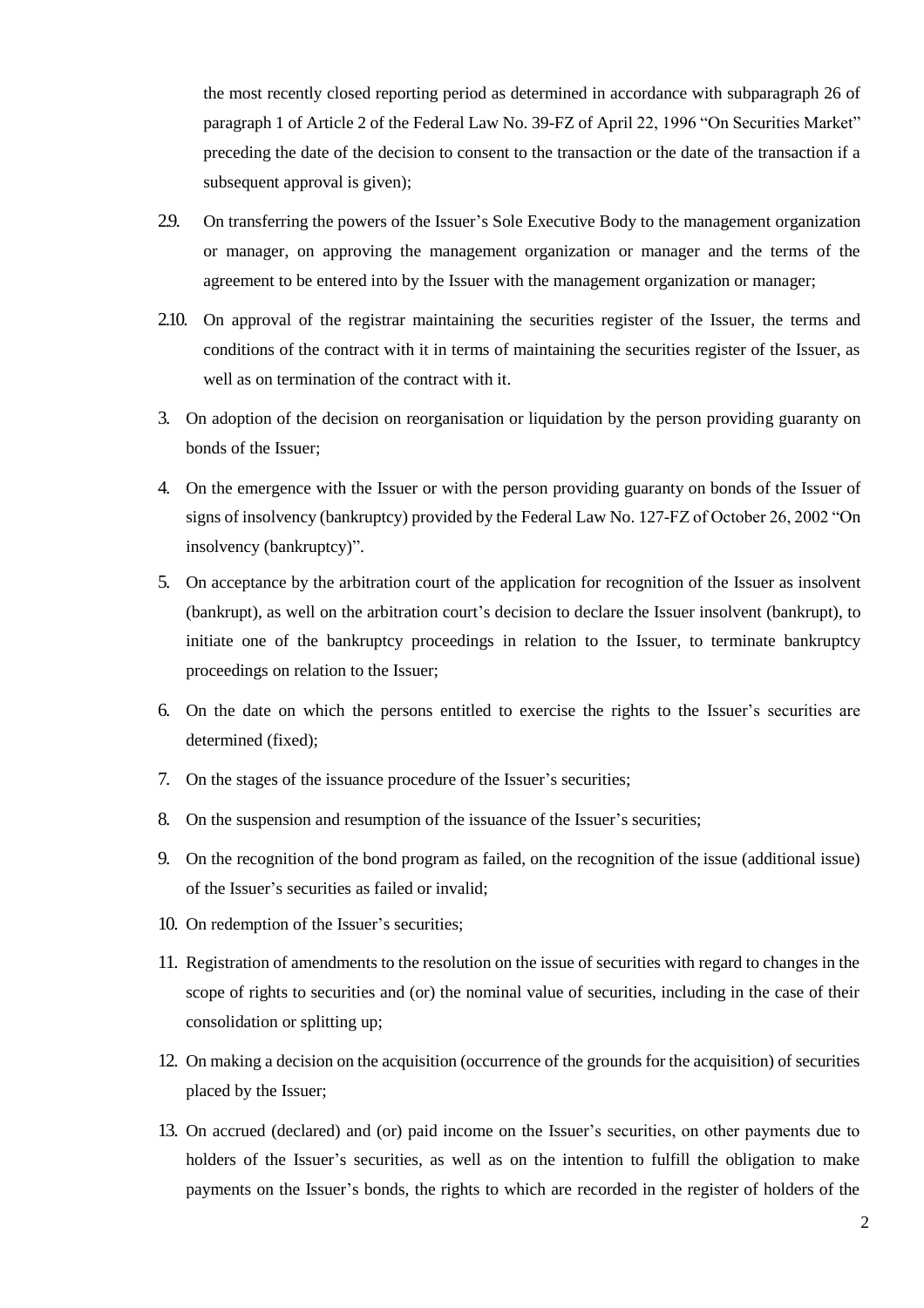the most recently closed reporting period as determined in accordance with subparagraph 26 of paragraph 1 of Article 2 of the Federal Law No. 39-FZ of April 22, 1996 "On Securities Market" preceding the date of the decision to consent to the transaction or the date of the transaction if a subsequent approval is given);

2.9. On transferring the powers of the Issuer's Sole Executive Body to the management organization or manager, on approving the management organization or manager and the terms of the agreement to be entered into by the Issuer with the management organization or manager;

2.10. On approval of the registrar maintaining the securities register of the Issuer, the terms and conditions of the contract with it in terms of maintaining the securities register of the Issuer, as well as on termination of the contract with it.

3. On adoption of the decision on reorganisation or liquidation by the person providing guaranty on bonds of the Issuer;

4. On the emergence with the Issuer or with the person providing guaranty on bonds of the Issuer of signs of insolvency (bankruptcy) provided by the Federal Law No. 127-FZ of October 26, 2002 "On insolvency (bankruptcy)".

5. On acceptance by the arbitration court of the application for recognition of the Issuer as insolvent (bankrupt), as well on the arbitration court's decision to declare the Issuer insolvent (bankrupt), to initiate one of the bankruptcy proceedings in relation to the Issuer, to terminate bankruptcy proceedings on relation to the Issuer;

6. On the date on which the persons entitled to exercise the rights to the Issuer's securities are determined (fixed);

7. On the stages of the issuance procedure of the Issuer's securities;

8. On the suspension and resumption of the issuance of the Issuer's securities;

9. On the recognition of the bond program as failed, on the recognition of the issue (additional issue) of the Issuer's securities as failed or invalid;

10. On redemption of the Issuer's securities;

11. Registration of amendments to the resolution on the issue of securities with regard to changes in the scope of rights to securities and (or) the nominal value of securities, including in the case of their consolidation or splitting up;

12. On making a decision on the acquisition (occurrence of the grounds for the acquisition) of securities placed by the Issuer;

13. On accrued (declared) and (or) paid income on the Issuer's securities, on other payments due to holders of the Issuer's securities, as well as on the intention to fulfill the obligation to make payments on the Issuer's bonds, the rights to which are recorded in the register of holders of the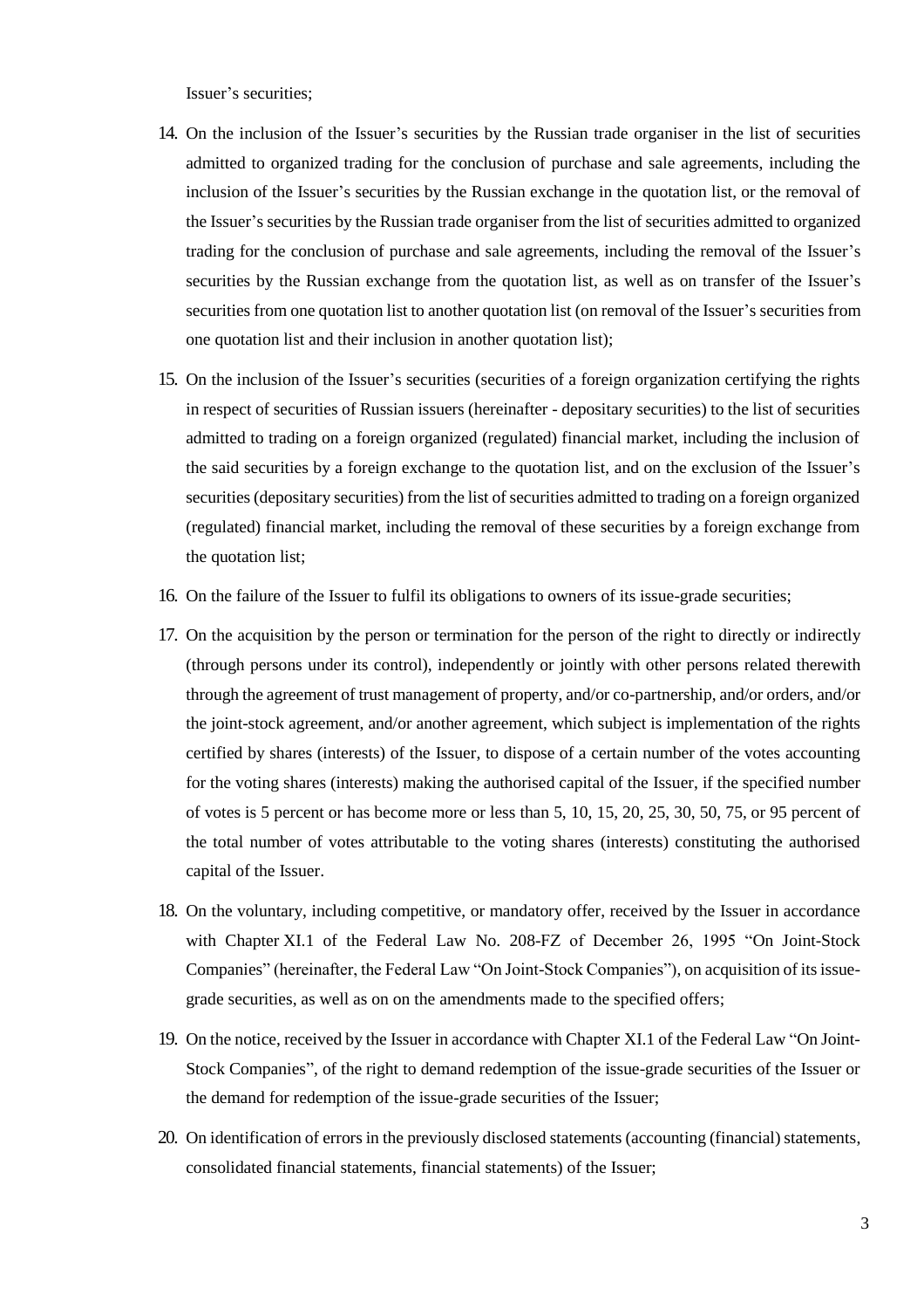Issuer's securities;

14. On the inclusion of the Issuer's securities by the Russian trade organiser in the list of securities admitted to organized trading for the conclusion of purchase and sale agreements, including the inclusion of the Issuer's securities by the Russian exchange in the quotation list, or the removal of the Issuer's securities by the Russian trade organiser from the list of securities admitted to organized trading for the conclusion of purchase and sale agreements, including the removal of the Issuer's securities by the Russian exchange from the quotation list, as well as on transfer of the Issuer's securities from one quotation list to another quotation list (on removal of the Issuer's securities from one quotation list and their inclusion in another quotation list);
15. On the inclusion of the Issuer's securities (securities of a foreign organization certifying the rights in respect of securities of Russian issuers (hereinafter - depositary securities) to the list of securities admitted to trading on a foreign organized (regulated) financial market, including the inclusion of the said securities by a foreign exchange to the quotation list, and on the exclusion of the Issuer's securities (depositary securities) from the list of securities admitted to trading on a foreign organized (regulated) financial market, including the removal of these securities by a foreign exchange from the quotation list;
16. On the failure of the Issuer to fulfil its obligations to owners of its issue-grade securities;
17. On the acquisition by the person or termination for the person of the right to directly or indirectly (through persons under its control), independently or jointly with other persons related therewith through the agreement of trust management of property, and/or co-partnership, and/or orders, and/or the joint-stock agreement, and/or another agreement, which subject is implementation of the rights certified by shares (interests) of the Issuer, to dispose of a certain number of the votes accounting for the voting shares (interests) making the authorised capital of the Issuer, if the specified number of votes is 5 percent or has become more or less than 5, 10, 15, 20, 25, 30, 50, 75, or 95 percent of the total number of votes attributable to the voting shares (interests) constituting the authorised capital of the Issuer.
18. On the voluntary, including competitive, or mandatory offer, received by the Issuer in accordance with Chapter XI.1 of the Federal Law No. 208-FZ of December 26, 1995 "On Joint-Stock Companies" (hereinafter, the Federal Law "On Joint-Stock Companies"), on acquisition of its issue-grade securities, as well as on on the amendments made to the specified offers;
19. On the notice, received by the Issuer in accordance with Chapter XI.1 of the Federal Law "On Joint-Stock Companies", of the right to demand redemption of the issue-grade securities of the Issuer or the demand for redemption of the issue-grade securities of the Issuer;
20. On identification of errors in the previously disclosed statements (accounting (financial) statements, consolidated financial statements, financial statements) of the Issuer;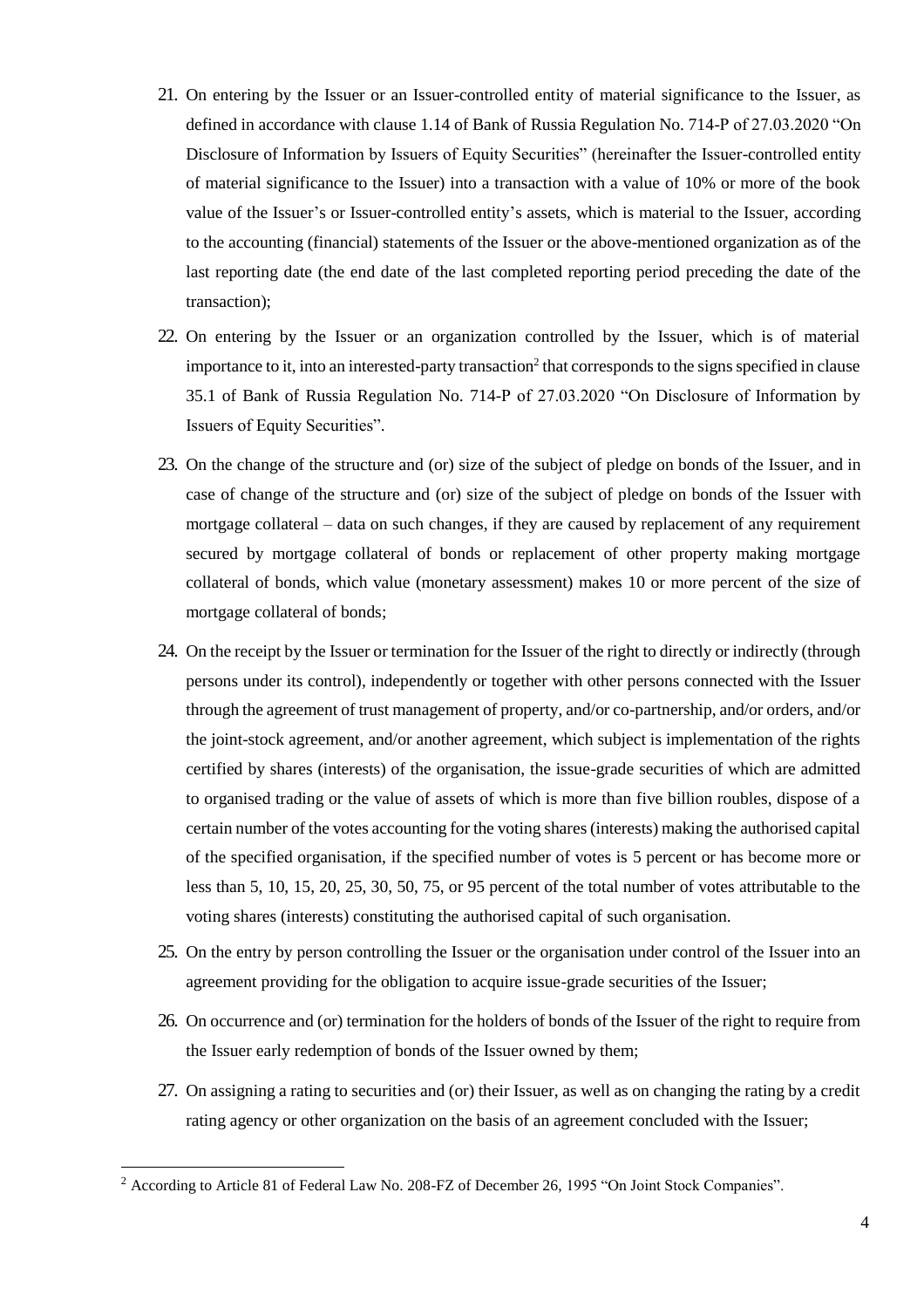21. On entering by the Issuer or an Issuer-controlled entity of material significance to the Issuer, as defined in accordance with clause 1.14 of Bank of Russia Regulation No. 714-P of 27.03.2020 "On Disclosure of Information by Issuers of Equity Securities" (hereinafter the Issuer-controlled entity of material significance to the Issuer) into a transaction with a value of 10% or more of the book value of the Issuer's or Issuer-controlled entity's assets, which is material to the Issuer, according to the accounting (financial) statements of the Issuer or the above-mentioned organization as of the last reporting date (the end date of the last completed reporting period preceding the date of the transaction);

22. On entering by the Issuer or an organization controlled by the Issuer, which is of material importance to it, into an interested-party transaction[2] that corresponds to the signs specified in clause 35.1 of Bank of Russia Regulation No. 714-P of 27.03.2020 "On Disclosure of Information by Issuers of Equity Securities".

23. On the change of the structure and (or) size of the subject of pledge on bonds of the Issuer, and in case of change of the structure and (or) size of the subject of pledge on bonds of the Issuer with mortgage collateral – data on such changes, if they are caused by replacement of any requirement secured by mortgage collateral of bonds or replacement of other property making mortgage collateral of bonds, which value (monetary assessment) makes 10 or more percent of the size of mortgage collateral of bonds;

24. On the receipt by the Issuer or termination for the Issuer of the right to directly or indirectly (through persons under its control), independently or together with other persons connected with the Issuer through the agreement of trust management of property, and/or co-partnership, and/or orders, and/or the joint-stock agreement, and/or another agreement, which subject is implementation of the rights certified by shares (interests) of the organisation, the issue-grade securities of which are admitted to organised trading or the value of assets of which is more than five billion roubles, dispose of a certain number of the votes accounting for the voting shares (interests) making the authorised capital of the specified organisation, if the specified number of votes is 5 percent or has become more or less than 5, 10, 15, 20, 25, 30, 50, 75, or 95 percent of the total number of votes attributable to the voting shares (interests) constituting the authorised capital of such organisation.

25. On the entry by person controlling the Issuer or the organisation under control of the Issuer into an agreement providing for the obligation to acquire issue-grade securities of the Issuer;

26. On occurrence and (or) termination for the holders of bonds of the Issuer of the right to require from the Issuer early redemption of bonds of the Issuer owned by them;

27. On assigning a rating to securities and (or) their Issuer, as well as on changing the rating by a credit rating agency or other organization on the basis of an agreement concluded with the Issuer;

---

[2] According to Article 81 of Federal Law No. 208-FZ of December 26, 1995 "On Joint Stock Companies".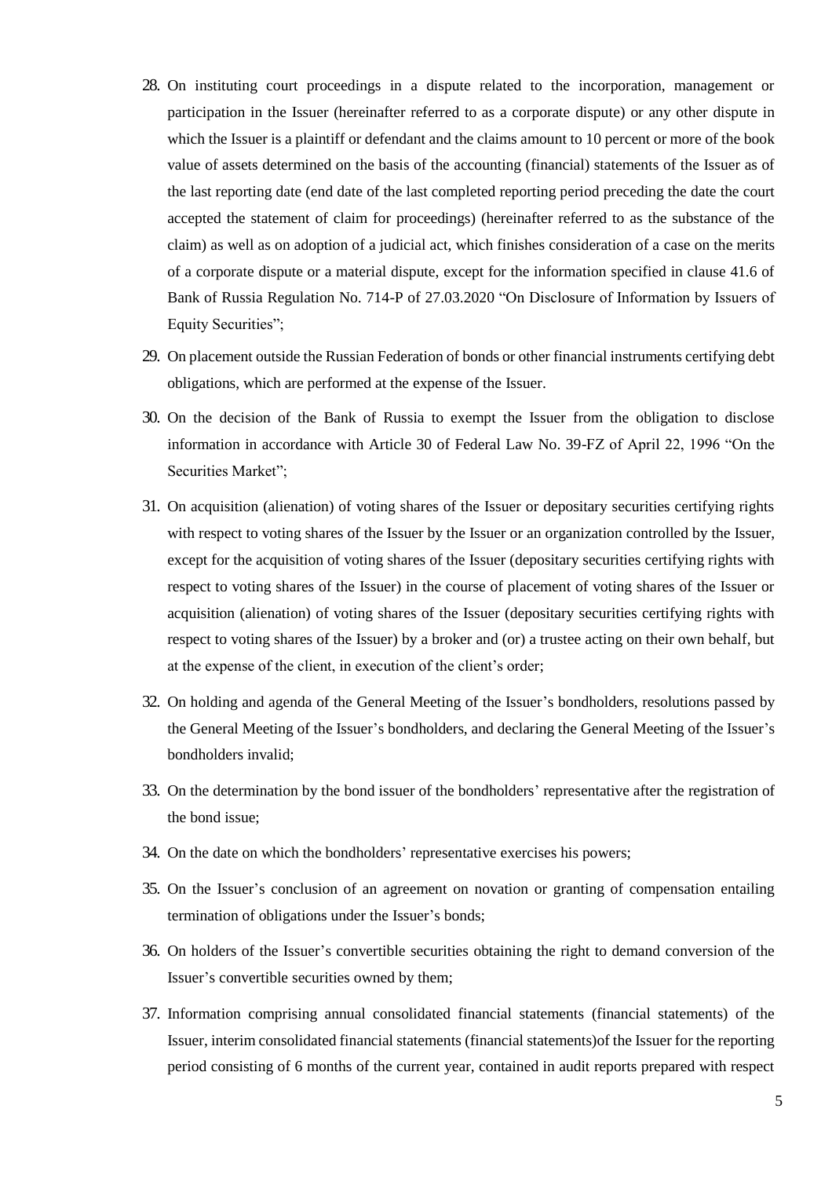28. On instituting court proceedings in a dispute related to the incorporation, management or participation in the Issuer (hereinafter referred to as a corporate dispute) or any other dispute in which the Issuer is a plaintiff or defendant and the claims amount to 10 percent or more of the book value of assets determined on the basis of the accounting (financial) statements of the Issuer as of the last reporting date (end date of the last completed reporting period preceding the date the court accepted the statement of claim for proceedings) (hereinafter referred to as the substance of the claim) as well as on adoption of a judicial act, which finishes consideration of a case on the merits of a corporate dispute or a material dispute, except for the information specified in clause 41.6 of Bank of Russia Regulation No. 714-P of 27.03.2020 “On Disclosure of Information by Issuers of Equity Securities”;
29. On placement outside the Russian Federation of bonds or other financial instruments certifying debt obligations, which are performed at the expense of the Issuer.
30. On the decision of the Bank of Russia to exempt the Issuer from the obligation to disclose information in accordance with Article 30 of Federal Law No. 39-FZ of April 22, 1996 “On the Securities Market”;
31. On acquisition (alienation) of voting shares of the Issuer or depositary securities certifying rights with respect to voting shares of the Issuer by the Issuer or an organization controlled by the Issuer, except for the acquisition of voting shares of the Issuer (depositary securities certifying rights with respect to voting shares of the Issuer) in the course of placement of voting shares of the Issuer or acquisition (alienation) of voting shares of the Issuer (depositary securities certifying rights with respect to voting shares of the Issuer) by a broker and (or) a trustee acting on their own behalf, but at the expense of the client, in execution of the client’s order;
32. On holding and agenda of the General Meeting of the Issuer’s bondholders, resolutions passed by the General Meeting of the Issuer’s bondholders, and declaring the General Meeting of the Issuer’s bondholders invalid;
33. On the determination by the bond issuer of the bondholders’ representative after the registration of the bond issue;
34. On the date on which the bondholders’ representative exercises his powers;
35. On the Issuer’s conclusion of an agreement on novation or granting of compensation entailing termination of obligations under the Issuer’s bonds;
36. On holders of the Issuer’s convertible securities obtaining the right to demand conversion of the Issuer’s convertible securities owned by them;
37. Information comprising annual consolidated financial statements (financial statements) of the Issuer, interim consolidated financial statements (financial statements)of the Issuer for the reporting period consisting of 6 months of the current year, contained in audit reports prepared with respect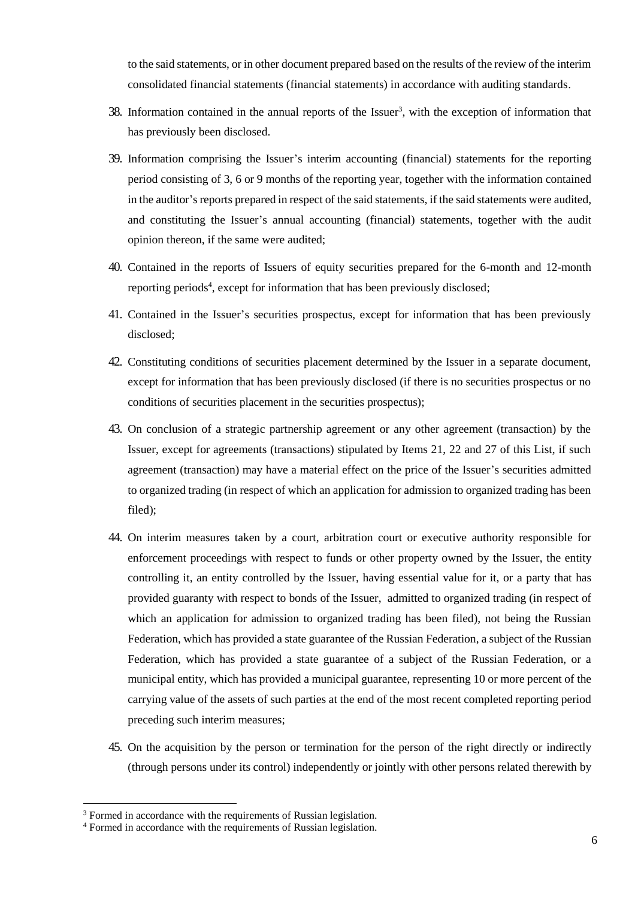to the said statements, or in other document prepared based on the results of the review of the interim consolidated financial statements (financial statements) in accordance with auditing standards.

38. Information contained in the annual reports of the Issuer[3], with the exception of information that has previously been disclosed.

39. Information comprising the Issuer's interim accounting (financial) statements for the reporting period consisting of 3, 6 or 9 months of the reporting year, together with the information contained in the auditor's reports prepared in respect of the said statements, if the said statements were audited, and constituting the Issuer's annual accounting (financial) statements, together with the audit opinion thereon, if the same were audited;

40. Contained in the reports of Issuers of equity securities prepared for the 6-month and 12-month reporting periods[4], except for information that has been previously disclosed;

41. Contained in the Issuer's securities prospectus, except for information that has been previously disclosed;

42. Constituting conditions of securities placement determined by the Issuer in a separate document, except for information that has been previously disclosed (if there is no securities prospectus or no conditions of securities placement in the securities prospectus);

43. On conclusion of a strategic partnership agreement or any other agreement (transaction) by the Issuer, except for agreements (transactions) stipulated by Items 21, 22 and 27 of this List, if such agreement (transaction) may have a material effect on the price of the Issuer's securities admitted to organized trading (in respect of which an application for admission to organized trading has been filed);

44. On interim measures taken by a court, arbitration court or executive authority responsible for enforcement proceedings with respect to funds or other property owned by the Issuer, the entity controlling it, an entity controlled by the Issuer, having essential value for it, or a party that has provided guaranty with respect to bonds of the Issuer, admitted to organized trading (in respect of which an application for admission to organized trading has been filed), not being the Russian Federation, which has provided a state guarantee of the Russian Federation, a subject of the Russian Federation, which has provided a state guarantee of a subject of the Russian Federation, or a municipal entity, which has provided a municipal guarantee, representing 10 or more percent of the carrying value of the assets of such parties at the end of the most recent completed reporting period preceding such interim measures;

45. On the acquisition by the person or termination for the person of the right directly or indirectly (through persons under its control) independently or jointly with other persons related therewith by

---

[3] Formed in accordance with the requirements of Russian legislation.

[4] Formed in accordance with the requirements of Russian legislation.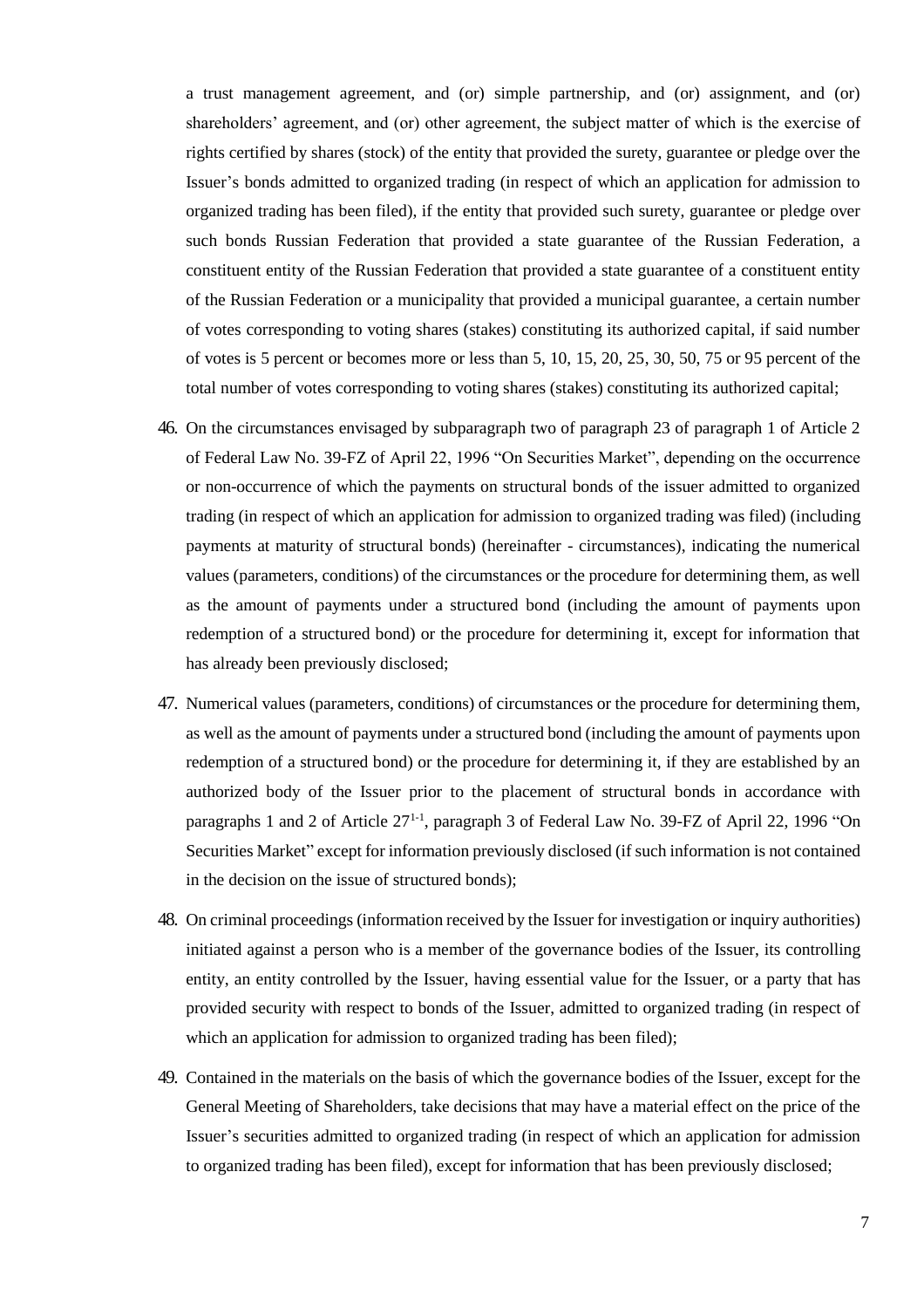a trust management agreement, and (or) simple partnership, and (or) assignment, and (or) shareholders' agreement, and (or) other agreement, the subject matter of which is the exercise of rights certified by shares (stock) of the entity that provided the surety, guarantee or pledge over the Issuer's bonds admitted to organized trading (in respect of which an application for admission to organized trading has been filed), if the entity that provided such surety, guarantee or pledge over such bonds Russian Federation that provided a state guarantee of the Russian Federation, a constituent entity of the Russian Federation that provided a state guarantee of a constituent entity of the Russian Federation or a municipality that provided a municipal guarantee, a certain number of votes corresponding to voting shares (stakes) constituting its authorized capital, if said number of votes is 5 percent or becomes more or less than 5, 10, 15, 20, 25, 30, 50, 75 or 95 percent of the total number of votes corresponding to voting shares (stakes) constituting its authorized capital;

46. On the circumstances envisaged by subparagraph two of paragraph 23 of paragraph 1 of Article 2 of Federal Law No. 39-FZ of April 22, 1996 "On Securities Market", depending on the occurrence or non-occurrence of which the payments on structural bonds of the issuer admitted to organized trading (in respect of which an application for admission to organized trading was filed) (including payments at maturity of structural bonds) (hereinafter - circumstances), indicating the numerical values (parameters, conditions) of the circumstances or the procedure for determining them, as well as the amount of payments under a structured bond (including the amount of payments upon redemption of a structured bond) or the procedure for determining it, except for information that has already been previously disclosed;

47. Numerical values (parameters, conditions) of circumstances or the procedure for determining them, as well as the amount of payments under a structured bond (including the amount of payments upon redemption of a structured bond) or the procedure for determining it, if they are established by an authorized body of the Issuer prior to the placement of structural bonds in accordance with paragraphs 1 and 2 of Article $27^{1-1}$, paragraph 3 of Federal Law No. 39-FZ of April 22, 1996 "On Securities Market" except for information previously disclosed (if such information is not contained in the decision on the issue of structured bonds);

48. On criminal proceedings (information received by the Issuer for investigation or inquiry authorities) initiated against a person who is a member of the governance bodies of the Issuer, its controlling entity, an entity controlled by the Issuer, having essential value for the Issuer, or a party that has provided security with respect to bonds of the Issuer, admitted to organized trading (in respect of which an application for admission to organized trading has been filed);

49. Contained in the materials on the basis of which the governance bodies of the Issuer, except for the General Meeting of Shareholders, take decisions that may have a material effect on the price of the Issuer's securities admitted to organized trading (in respect of which an application for admission to organized trading has been filed), except for information that has been previously disclosed;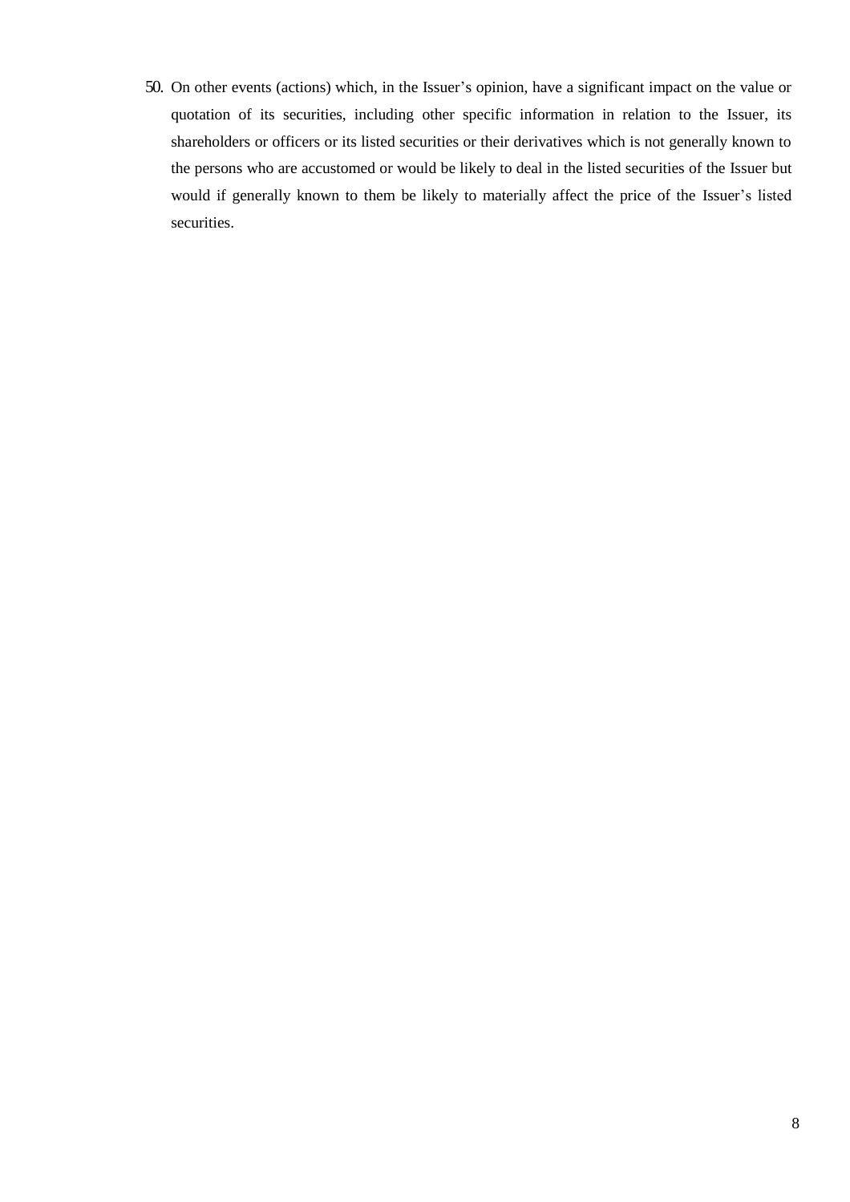50. On other events (actions) which, in the Issuer's opinion, have a significant impact on the value or quotation of its securities, including other specific information in relation to the Issuer, its shareholders or officers or its listed securities or their derivatives which is not generally known to the persons who are accustomed or would be likely to deal in the listed securities of the Issuer but would if generally known to them be likely to materially affect the price of the Issuer's listed securities.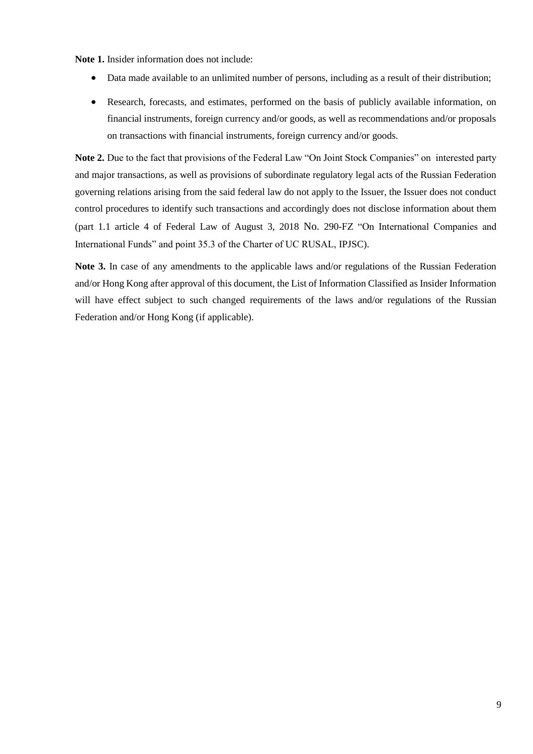**Note 1.** Insider information does not include:

- Data made available to an unlimited number of persons, including as a result of their distribution;
- Research, forecasts, and estimates, performed on the basis of publicly available information, on financial instruments, foreign currency and/or goods, as well as recommendations and/or proposals on transactions with financial instruments, foreign currency and/or goods.

**Note 2.** Due to the fact that provisions of the Federal Law "On Joint Stock Companies" on interested party and major transactions, as well as provisions of subordinate regulatory legal acts of the Russian Federation governing relations arising from the said federal law do not apply to the Issuer, the Issuer does not conduct control procedures to identify such transactions and accordingly does not disclose information about them (part 1.1 article 4 of Federal Law of August 3, 2018 No. 290-FZ "On International Companies and International Funds" and point 35.3 of the Charter of UC RUSAL, IPJSC).

**Note 3.** In case of any amendments to the applicable laws and/or regulations of the Russian Federation and/or Hong Kong after approval of this document, the List of Information Classified as Insider Information will have effect subject to such changed requirements of the laws and/or regulations of the Russian Federation and/or Hong Kong (if applicable).